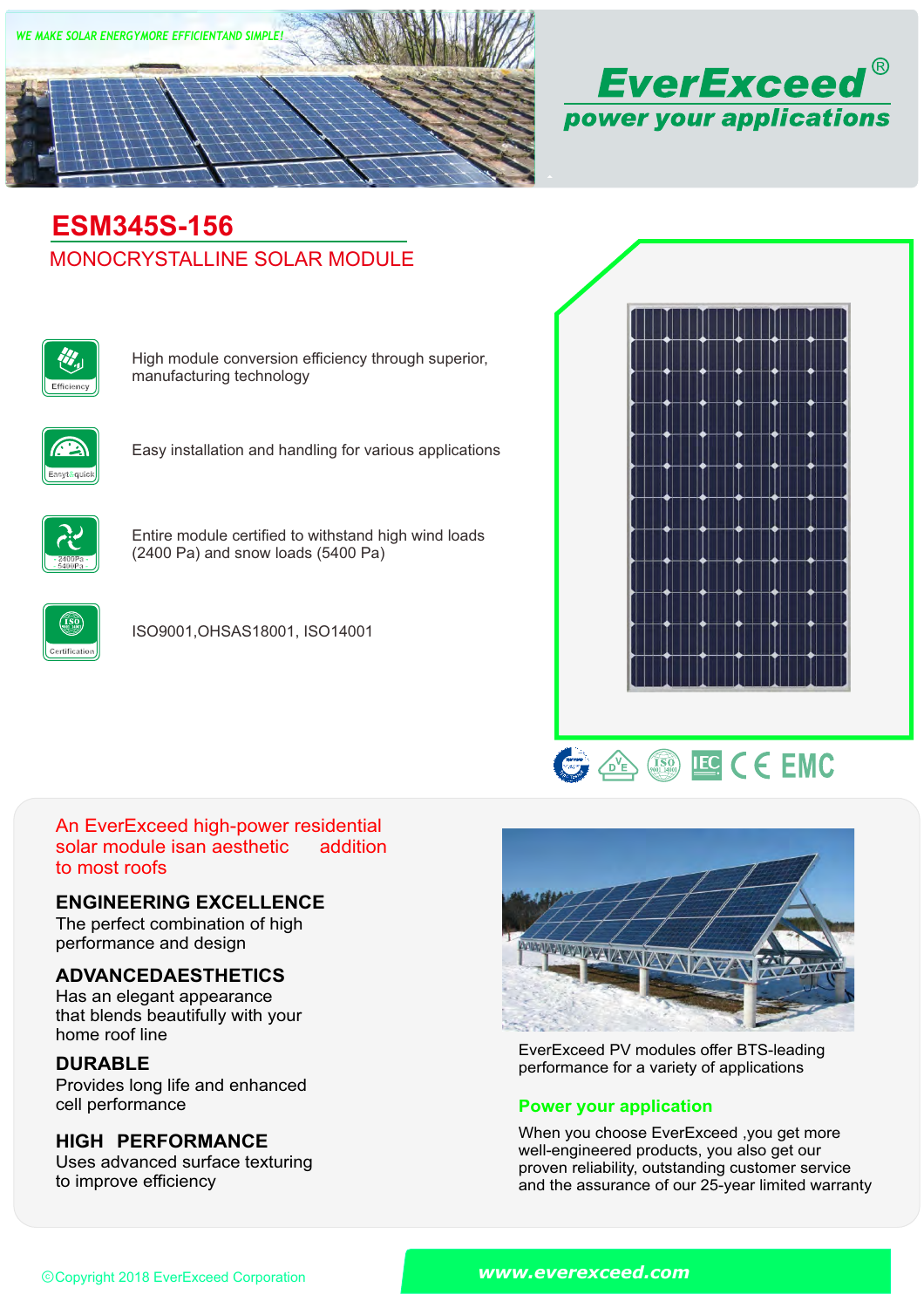WE MAKE SOLAR ENERGYMORE EFFICIENTAND SIMPLE!

EverExceed®
power your applications

# ESM345S-156

## MONOCRYSTALLINE SOLAR MODULE

Efficiency — High module conversion efficiency through superior, manufacturing technology

Easy&quick — Easy installation and handling for various applications

2400Pa 5400Pa — Entire module certified to withstand high wind loads (2400 Pa) and snow loads (5400 Pa)

Certification — ISO9001,OHSAS18001, ISO14001

An EverExceed high-power residential solar module isan aesthetic addition to most roofs

### ENGINEERING EXCELLENCE

The perfect combination of high performance and design

### ADVANCEDAESTHETICS

Has an elegant appearance that blends beautifully with your home roof line

### DURABLE

Provides long life and enhanced cell performance

### HIGH PERFORMANCE

Uses advanced surface texturing to improve efficiency

EverExceed PV modules offer BTS-leading performance for a variety of applications

### Power your application

When you choose EverExceed ,you get more well-engineered products, you also get our proven reliability, outstanding customer service and the assurance of our 25-year limited warranty

©Copyright 2018 EverExceed Corporation

www.everexceed.com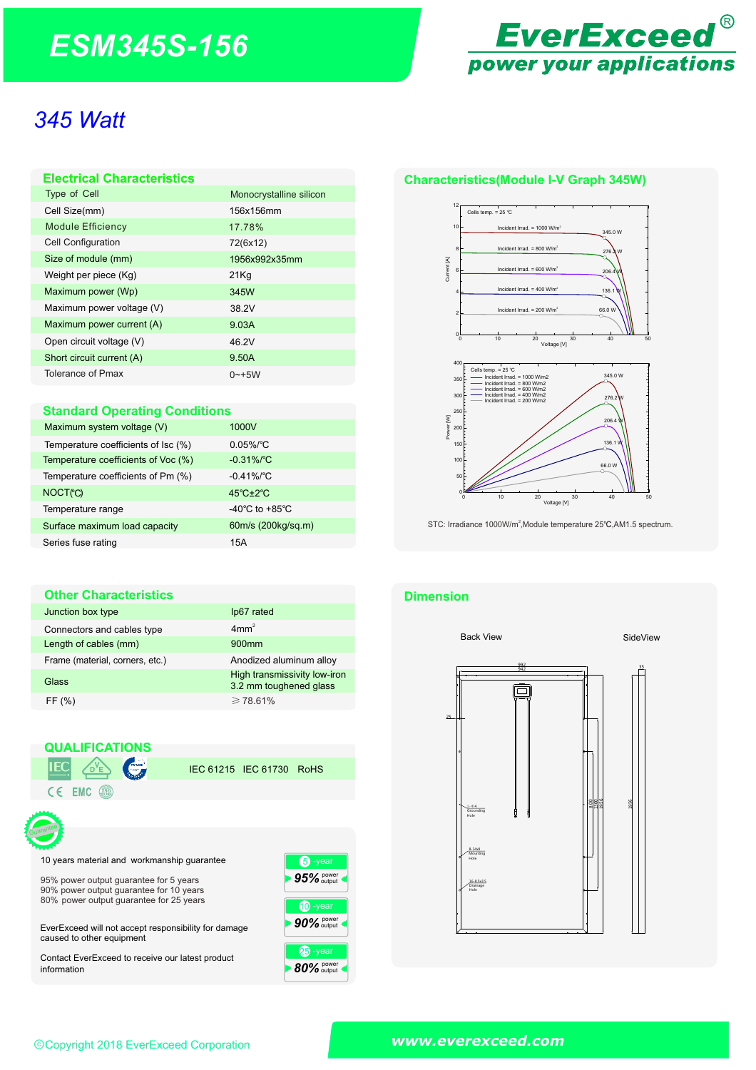# ESM345S-156

**EverExceed®**
**power your applications**

## 345 Watt

### Electrical Characteristics

| | |
|---|---|
| Type of Cell | Monocrystalline silicon |
| Cell Size(mm) | 156x156mm |
| Module Efficiency | 17.78% |
| Cell Configuration | 72(6x12) |
| Size of module (mm) | 1956x992x35mm |
| Weight per piece (Kg) | 21Kg |
| Maximum power (Wp) | 345W |
| Maximum power voltage (V) | 38.2V |
| Maximum power current (A) | 9.03A |
| Open circuit voltage (V) | 46.2V |
| Short circuit current (A) | 9.50A |
| Tolerance of Pmax | 0~+5W |

### Standard Operating Conditions

| | |
|---|---|
| Maximum system voltage (V) | 1000V |
| Temperature coefficients of Isc (%) | 0.05%/℃ |
| Temperature coefficients of Voc (%) | -0.31%/℃ |
| Temperature coefficients of Pm (%) | -0.41%/℃ |
| NOCT(℃) | 45℃±2℃ |
| Temperature range | -40℃ to +85℃ |
| Surface maximum load capacity | 60m/s (200kg/sq.m) |
| Series fuse rating | 15A |

### Characteristics(Module I-V Graph 345W)

Cells temp. = 25 ℃

Incident Irrad. = 1000 W/m² 345.0 W
Incident Irrad. = 800 W/m² 276.2 W
Incident Irrad. = 600 W/m² 206.4 W
Incident Irrad. = 400 W/m² 136.1 W
Incident Irrad. = 200 W/m² 66.0 W

Current [A]
Voltage [V]

Cells temp. = 25 ℃
Incident Irrad. = 1000 W/m2
Incident Irrad. = 800 W/m2
Incident Irrad. = 600 W/m2
Incident Irrad. = 400 W/m2
Incident Irrad. = 200 W/m2

345.0 W
276.2 W
206.4 W
136.1 W
66.0 W

Power [W]
Voltage [V]

STC: Irradiance 1000W/m², Module temperature 25℃, AM1.5 spectrum.

### Other Characteristics

| | |
|---|---|
| Junction box type | Ip67 rated |
| Connectors and cables type | 4mm² |
| Length of cables (mm) | 900mm |
| Frame (material, corners, etc.) | Anodized aluminum alloy |
| Glass | High transmissivity low-iron 3.2 mm toughened glass |
| FF (%) | ⩾78.61% |

### QUALIFICATIONS

IEC 61215 IEC 61730 RoHS

CE EMC

### Dimension

Back View

SideView

992
942
25
4-Φ4 Grounding Hole
8-14x9 Mounting Hole
16-8.5x3.5 Drainage Hole
1956
35

### Guarantee

10 years material and workmanship guarantee

95% power output guarantee for 5 years
90% power output guarantee for 10 years
80% power output guarantee for 25 years

EverExceed will not accept responsibility for damage caused to other equipment

Contact EverExceed to receive our latest product information

5-year 95% power output
10-year 90% power output
25-year 80% power output

©Copyright 2018 EverExceed Corporation

www.everexceed.com